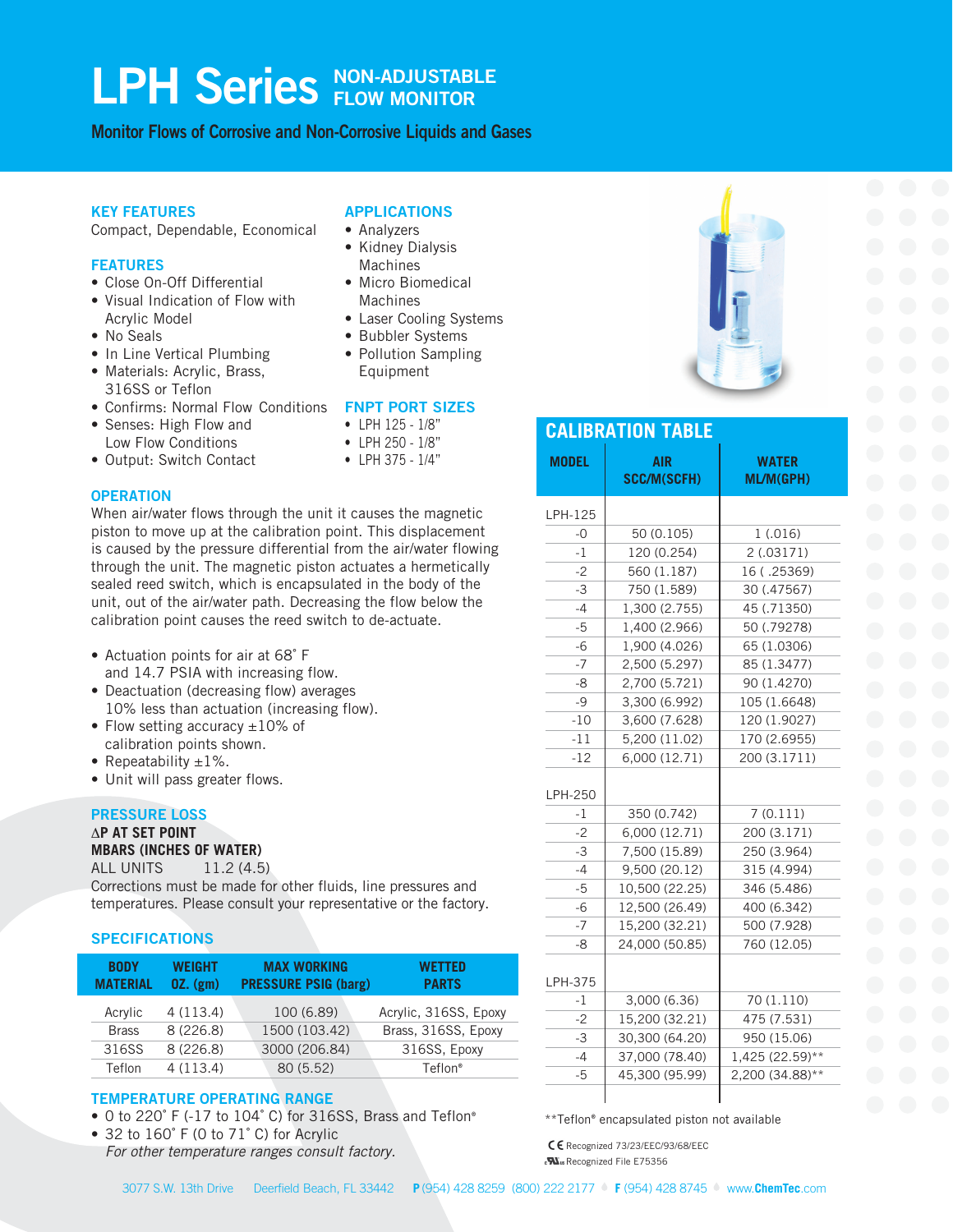# LPH Series NON-ADJUSTABLE FLOW MONITOR

**Monitor Flows of Corrosive and Non-Corrosive Liquids and Gases**

## KEY FEATURES

Compact, Dependable, Economical

## FEATURES

- Close On-Off Differential
- Visual Indication of Flow with Acrylic Model
- No Seals
- In Line Vertical Plumbing
- Materials: Acrylic, Brass, 316SS or Teflon
- Confirms: Normal Flow Conditions
- Senses: High Flow and Low Flow Conditions
- Output: Switch Contact

## APPLICATIONS

- Analyzers
- Kidney Dialysis Machines
- Micro Biomedical Machines
- Laser Cooling Systems
- Bubbler Systems
- Pollution Sampling Equipment

## FNPT PORT SIZES

- LPH 125 - 1/8"
- LPH 250 - 1/8"
- LPH 375 - 1/4"

## OPERATION

When air/water flows through the unit it causes the magnetic piston to move up at the calibration point. This displacement is caused by the pressure differential from the air/water flowing through the unit. The magnetic piston actuates a hermetically sealed reed switch, which is encapsulated in the body of the unit, out of the air/water path. Decreasing the flow below the calibration point causes the reed switch to de-actuate.

- Actuation points for air at 68˚ F and 14.7 PSIA with increasing flow.
- Deactuation (decreasing flow) averages 10% less than actuation (increasing flow).
- Flow setting accuracy ±10% of calibration points shown.
- Repeatability ±1%.
- Unit will pass greater flows.

## PRESSURE LOSS

**ΔP AT SET POINT**
**MBARS (INCHES OF WATER)**
ALL UNITS 11.2 (4.5)

Corrections must be made for other fluids, line pressures and temperatures. Please consult your representative or the factory.

## SPECIFICATIONS

| BODY MATERIAL | WEIGHT OZ. (gm) | MAX WORKING PRESSURE PSIG (barg) | WETTED PARTS |
|---|---|---|---|
| Acrylic | 4 (113.4) | 100 (6.89) | Acrylic, 316SS, Epoxy |
| Brass | 8 (226.8) | 1500 (103.42) | Brass, 316SS, Epoxy |
| 316SS | 8 (226.8) | 3000 (206.84) | 316SS, Epoxy |
| Teflon | 4 (113.4) | 80 (5.52) | Teflon® |

## TEMPERATURE OPERATING RANGE

- 0 to 220˚ F (-17 to 104˚ C) for 316SS, Brass and Teflon®
- 32 to 160˚ F (0 to 71˚ C) for Acrylic

*For other temperature ranges consult factory.*

## CALIBRATION TABLE

| MODEL | AIR SCC/M(SCFH) | WATER ML/M(GPH) |
|---|---|---|
| LPH-125 | | |
| -0 | 50 (0.105) | 1 (.016) |
| -1 | 120 (0.254) | 2 (.03171) |
| -2 | 560 (1.187) | 16 ( .25369) |
| -3 | 750 (1.589) | 30 (.47567) |
| -4 | 1,300 (2.755) | 45 (.71350) |
| -5 | 1,400 (2.966) | 50 (.79278) |
| -6 | 1,900 (4.026) | 65 (1.0306) |
| -7 | 2,500 (5.297) | 85 (1.3477) |
| -8 | 2,700 (5.721) | 90 (1.4270) |
| -9 | 3,300 (6.992) | 105 (1.6648) |
| -10 | 3,600 (7.628) | 120 (1.9027) |
| -11 | 5,200 (11.02) | 170 (2.6955) |
| -12 | 6,000 (12.71) | 200 (3.1711) |
| LPH-250 | | |
| -1 | 350 (0.742) | 7 (0.111) |
| -2 | 6,000 (12.71) | 200 (3.171) |
| -3 | 7,500 (15.89) | 250 (3.964) |
| -4 | 9,500 (20.12) | 315 (4.994) |
| -5 | 10,500 (22.25) | 346 (5.486) |
| -6 | 12,500 (26.49) | 400 (6.342) |
| -7 | 15,200 (32.21) | 500 (7.928) |
| -8 | 24,000 (50.85) | 760 (12.05) |
| LPH-375 | | |
| -1 | 3,000 (6.36) | 70 (1.110) |
| -2 | 15,200 (32.21) | 475 (7.531) |
| -3 | 30,300 (64.20) | 950 (15.06) |
| -4 | 37,000 (78.40) | 1,425 (22.59)** |
| -5 | 45,300 (95.99) | 2,200 (34.88)** |

**Teflon® encapsulated piston not available

CE Recognized 73/23/EEC/93/68/EEC
UL Recognized File E75356

3077 S.W. 13th Drive Deerfield Beach, FL 33442 **P** (954) 428 8259 (800) 222 2177 **F** (954) 428 8745 www.ChemTec.com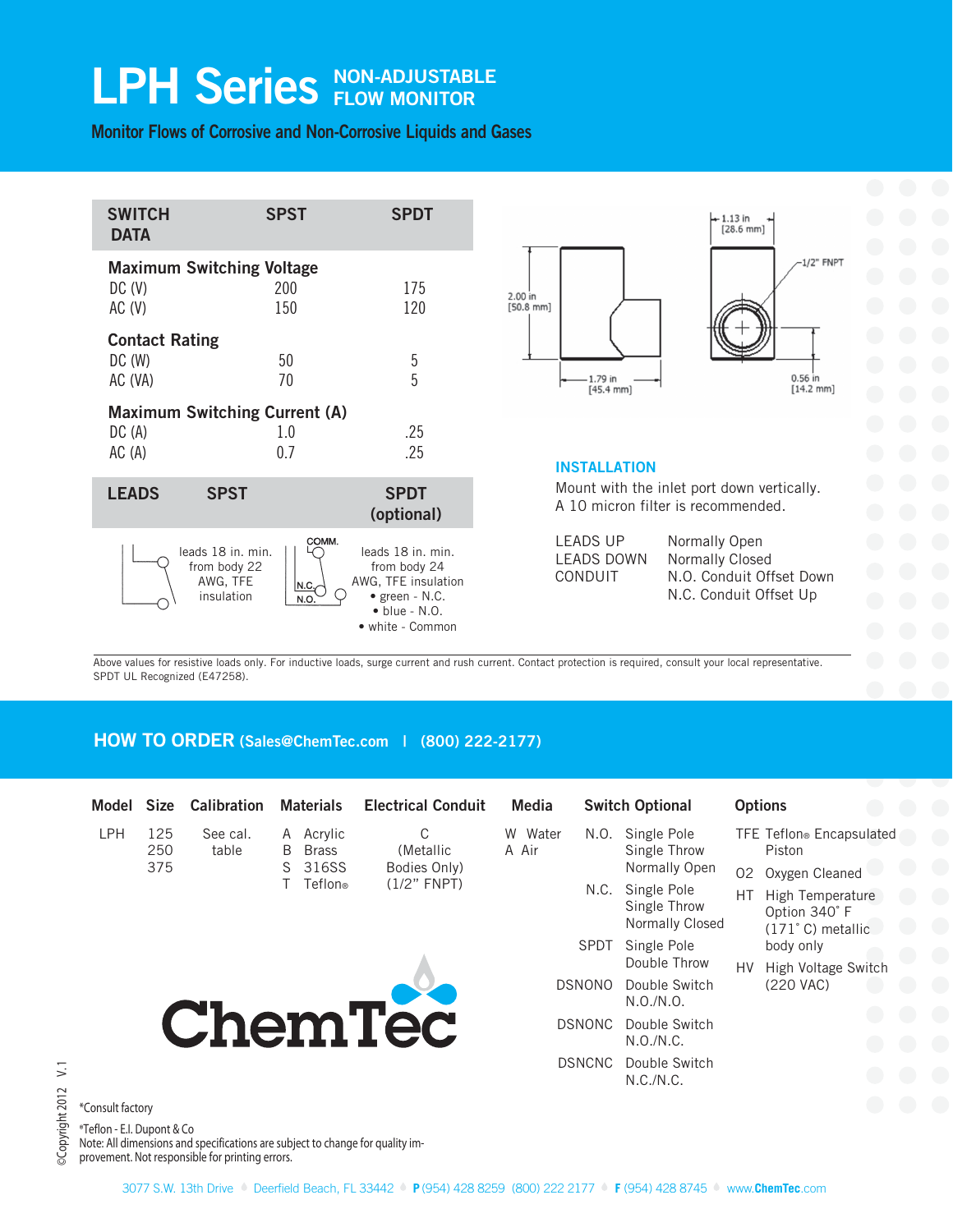# LPH Series NON-ADJUSTABLE FLOW MONITOR

Monitor Flows of Corrosive and Non-Corrosive Liquids and Gases

| SWITCH DATA | SPST | SPDT |
|---|---|---|
| **Maximum Switching Voltage** | | |
| DC (V) | 200 | 175 |
| AC (V) | 150 | 120 |
| **Contact Rating** | | |
| DC (W) | 50 | 5 |
| AC (VA) | 70 | 5 |
| **Maximum Switching Current (A)** | | |
| DC (A) | 1.0 | .25 |
| AC (A) | 0.7 | .25 |

| LEADS | SPST | SPDT (optional) |
|---|---|---|
| | leads 18 in. min. from body 22 AWG, TFE insulation | COMM. N.C. N.O. leads 18 in. min. from body 24 AWG, TFE insulation • green - N.C. • blue - N.O. • white - Common |

1.13 in [28.6 mm]
1/2" FNPT
2.00 in [50.8 mm]
1.79 in [45.4 mm]
0.56 in [14.2 mm]

### INSTALLATION

Mount with the inlet port down vertically.
A 10 micron filter is recommended.

| | |
|---|---|
| LEADS UP | Normally Open |
| LEADS DOWN | Normally Closed |
| CONDUIT | N.O. Conduit Offset Down |
| | N.C. Conduit Offset Up |

Above values for resistive loads only. For inductive loads, surge current and rush current. Contact protection is required, consult your local representative.
SPDT UL Recognized (E47258).

## HOW TO ORDER (Sales@ChemTec.com | (800) 222-2177)

| Model | Size | Calibration | Materials | Electrical Conduit | Media | Switch Optional | Options |
|---|---|---|---|---|---|---|---|
| LPH | 125<br>250<br>375 | See cal. table | A Acrylic<br>B Brass<br>S 316SS<br>T Teflon® | C (Metallic Bodies Only) (1/2" FNPT) | W Water<br>A Air | N.O. Single Pole Single Throw Normally Open<br>N.C. Single Pole Single Throw Normally Closed<br>SPDT Single Pole Double Throw<br>DSNONO Double Switch N.O./N.O.<br>DSNONC Double Switch N.O./N.C.<br>DSNCNC Double Switch N.C./N.C. | TFE Teflon® Encapsulated Piston<br>O2 Oxygen Cleaned<br>HT High Temperature Option 340˚ F (171˚ C) metallic body only<br>HV High Voltage Switch (220 VAC) |

ChemTec

*Consult factory

®Teflon - E.I. Dupont & Co
Note: All dimensions and specifications are subject to change for quality improvement. Not responsible for printing errors.

©Copyright 2012 V.1

3077 S.W. 13th Drive • Deerfield Beach, FL 33442 • P (954) 428 8259 (800) 222 2177 • F (954) 428 8745 • www.ChemTec.com